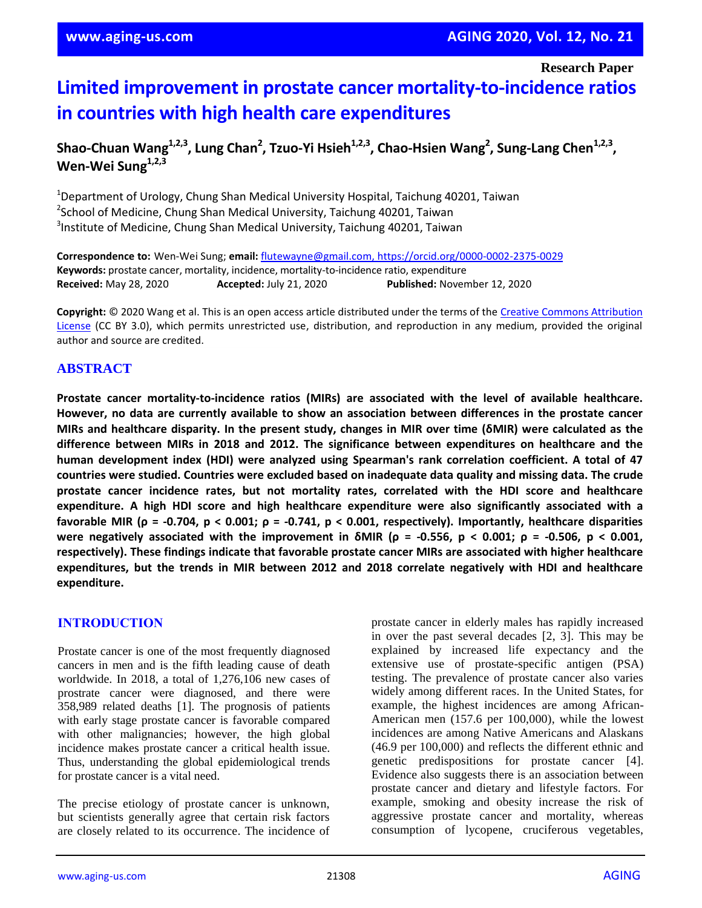Research Paper

# Limited improvement in prostate cancer mortality-to-incidence ratios in countries with high health care expenditures

**Shao-Chuan Wang[1,2,3], Lung Chan[2], Tzuo-Yi Hsieh[1,2,3], Chao-Hsien Wang[2], Sung-Lang Chen[1,2,3], Wen-Wei Sung[1,2,3]**

[1]Department of Urology, Chung Shan Medical University Hospital, Taichung 40201, Taiwan
[2]School of Medicine, Chung Shan Medical University, Taichung 40201, Taiwan
[3]Institute of Medicine, Chung Shan Medical University, Taichung 40201, Taiwan

**Correspondence to:** Wen-Wei Sung; **email:** flutewayne@gmail.com, https://orcid.org/0000-0002-2375-0029
**Keywords:** prostate cancer, mortality, incidence, mortality-to-incidence ratio, expenditure
**Received:** May 28, 2020 **Accepted:** July 21, 2020 **Published:** November 12, 2020

**Copyright:** © 2020 Wang et al. This is an open access article distributed under the terms of the Creative Commons Attribution License (CC BY 3.0), which permits unrestricted use, distribution, and reproduction in any medium, provided the original author and source are credited.

## ABSTRACT

**Prostate cancer mortality-to-incidence ratios (MIRs) are associated with the level of available healthcare. However, no data are currently available to show an association between differences in the prostate cancer MIRs and healthcare disparity. In the present study, changes in MIR over time (δMIR) were calculated as the difference between MIRs in 2018 and 2012. The significance between expenditures on healthcare and the human development index (HDI) were analyzed using Spearman's rank correlation coefficient. A total of 47 countries were studied. Countries were excluded based on inadequate data quality and missing data. The crude prostate cancer incidence rates, but not mortality rates, correlated with the HDI score and healthcare expenditure. A high HDI score and high healthcare expenditure were also significantly associated with a favorable MIR (ρ = -0.704, p < 0.001; ρ = -0.741, p < 0.001, respectively). Importantly, healthcare disparities were negatively associated with the improvement in δMIR (ρ = -0.556, p < 0.001; ρ = -0.506, p < 0.001, respectively). These findings indicate that favorable prostate cancer MIRs are associated with higher healthcare expenditures, but the trends in MIR between 2012 and 2018 correlate negatively with HDI and healthcare expenditure.**

## INTRODUCTION

Prostate cancer is one of the most frequently diagnosed cancers in men and is the fifth leading cause of death worldwide. In 2018, a total of 1,276,106 new cases of prostrate cancer were diagnosed, and there were 358,989 related deaths [1]. The prognosis of patients with early stage prostate cancer is favorable compared with other malignancies; however, the high global incidence makes prostate cancer a critical health issue. Thus, understanding the global epidemiological trends for prostate cancer is a vital need.

The precise etiology of prostate cancer is unknown, but scientists generally agree that certain risk factors are closely related to its occurrence. The incidence of prostate cancer in elderly males has rapidly increased in over the past several decades [2, 3]. This may be explained by increased life expectancy and the extensive use of prostate-specific antigen (PSA) testing. The prevalence of prostate cancer also varies widely among different races. In the United States, for example, the highest incidences are among African-American men (157.6 per 100,000), while the lowest incidences are among Native Americans and Alaskans (46.9 per 100,000) and reflects the different ethnic and genetic predispositions for prostate cancer [4]. Evidence also suggests there is an association between prostate cancer and dietary and lifestyle factors. For example, smoking and obesity increase the risk of aggressive prostate cancer and mortality, whereas consumption of lycopene, cruciferous vegetables,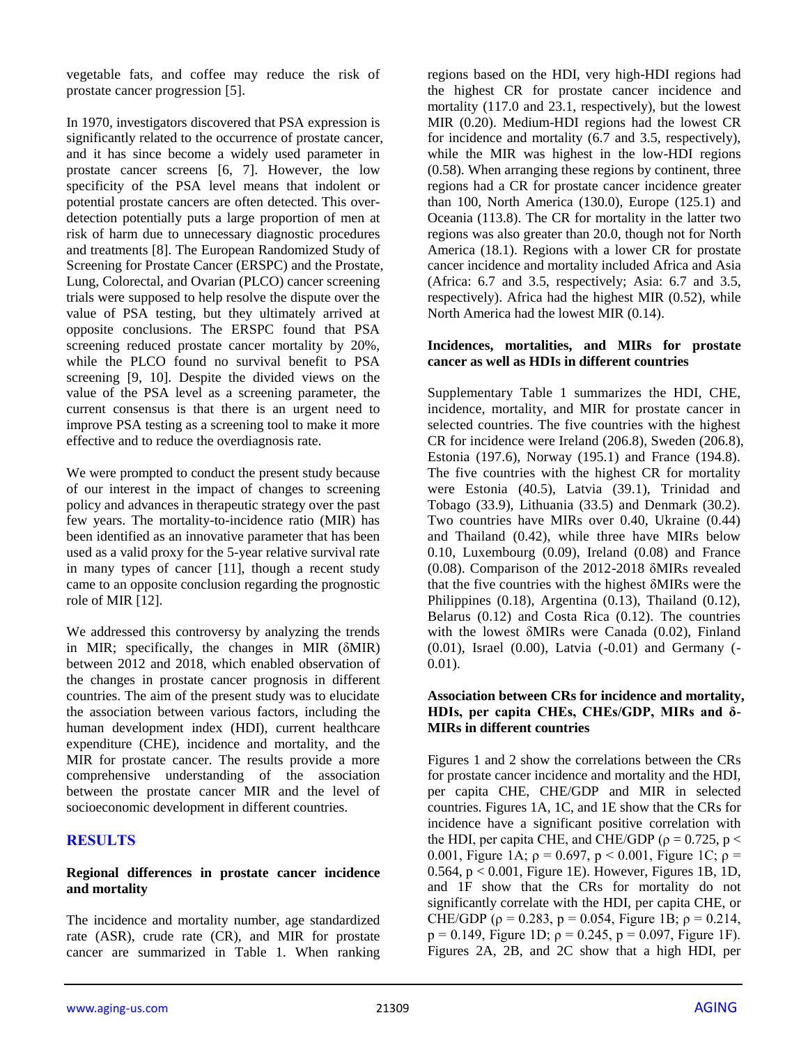vegetable fats, and coffee may reduce the risk of prostate cancer progression [5].

In 1970, investigators discovered that PSA expression is significantly related to the occurrence of prostate cancer, and it has since become a widely used parameter in prostate cancer screens [6, 7]. However, the low specificity of the PSA level means that indolent or potential prostate cancers are often detected. This over-detection potentially puts a large proportion of men at risk of harm due to unnecessary diagnostic procedures and treatments [8]. The European Randomized Study of Screening for Prostate Cancer (ERSPC) and the Prostate, Lung, Colorectal, and Ovarian (PLCO) cancer screening trials were supposed to help resolve the dispute over the value of PSA testing, but they ultimately arrived at opposite conclusions. The ERSPC found that PSA screening reduced prostate cancer mortality by 20%, while the PLCO found no survival benefit to PSA screening [9, 10]. Despite the divided views on the value of the PSA level as a screening parameter, the current consensus is that there is an urgent need to improve PSA testing as a screening tool to make it more effective and to reduce the overdiagnosis rate.

We were prompted to conduct the present study because of our interest in the impact of changes to screening policy and advances in therapeutic strategy over the past few years. The mortality-to-incidence ratio (MIR) has been identified as an innovative parameter that has been used as a valid proxy for the 5-year relative survival rate in many types of cancer [11], though a recent study came to an opposite conclusion regarding the prognostic role of MIR [12].

We addressed this controversy by analyzing the trends in MIR; specifically, the changes in MIR (δMIR) between 2012 and 2018, which enabled observation of the changes in prostate cancer prognosis in different countries. The aim of the present study was to elucidate the association between various factors, including the human development index (HDI), current healthcare expenditure (CHE), incidence and mortality, and the MIR for prostate cancer. The results provide a more comprehensive understanding of the association between the prostate cancer MIR and the level of socioeconomic development in different countries.

## RESULTS

### Regional differences in prostate cancer incidence and mortality

The incidence and mortality number, age standardized rate (ASR), crude rate (CR), and MIR for prostate cancer are summarized in Table 1. When ranking regions based on the HDI, very high-HDI regions had the highest CR for prostate cancer incidence and mortality (117.0 and 23.1, respectively), but the lowest MIR (0.20). Medium-HDI regions had the lowest CR for incidence and mortality (6.7 and 3.5, respectively), while the MIR was highest in the low-HDI regions (0.58). When arranging these regions by continent, three regions had a CR for prostate cancer incidence greater than 100, North America (130.0), Europe (125.1) and Oceania (113.8). The CR for mortality in the latter two regions was also greater than 20.0, though not for North America (18.1). Regions with a lower CR for prostate cancer incidence and mortality included Africa and Asia (Africa: 6.7 and 3.5, respectively; Asia: 6.7 and 3.5, respectively). Africa had the highest MIR (0.52), while North America had the lowest MIR (0.14).

### Incidences, mortalities, and MIRs for prostate cancer as well as HDIs in different countries

Supplementary Table 1 summarizes the HDI, CHE, incidence, mortality, and MIR for prostate cancer in selected countries. The five countries with the highest CR for incidence were Ireland (206.8), Sweden (206.8), Estonia (197.6), Norway (195.1) and France (194.8). The five countries with the highest CR for mortality were Estonia (40.5), Latvia (39.1), Trinidad and Tobago (33.9), Lithuania (33.5) and Denmark (30.2). Two countries have MIRs over 0.40, Ukraine (0.44) and Thailand (0.42), while three have MIRs below 0.10, Luxembourg (0.09), Ireland (0.08) and France (0.08). Comparison of the 2012-2018 δMIRs revealed that the five countries with the highest δMIRs were the Philippines (0.18), Argentina (0.13), Thailand (0.12), Belarus (0.12) and Costa Rica (0.12). The countries with the lowest δMIRs were Canada (0.02), Finland (0.01), Israel (0.00), Latvia (-0.01) and Germany (-0.01).

### Association between CRs for incidence and mortality, HDIs, per capita CHEs, CHEs/GDP, MIRs and δ-MIRs in different countries

Figures 1 and 2 show the correlations between the CRs for prostate cancer incidence and mortality and the HDI, per capita CHE, CHE/GDP and MIR in selected countries. Figures 1A, 1C, and 1E show that the CRs for incidence have a significant positive correlation with the HDI, per capita CHE, and CHE/GDP ($\rho = 0.725$, $p < 0.001$, Figure 1A; $\rho = 0.697$, $p < 0.001$, Figure 1C; $\rho = 0.564$, $p < 0.001$, Figure 1E). However, Figures 1B, 1D, and 1F show that the CRs for mortality do not significantly correlate with the HDI, per capita CHE, or CHE/GDP ($\rho = 0.283$, $p = 0.054$, Figure 1B; $\rho = 0.214$, $p = 0.149$, Figure 1D; $\rho = 0.245$, $p = 0.097$, Figure 1F). Figures 2A, 2B, and 2C show that a high HDI, per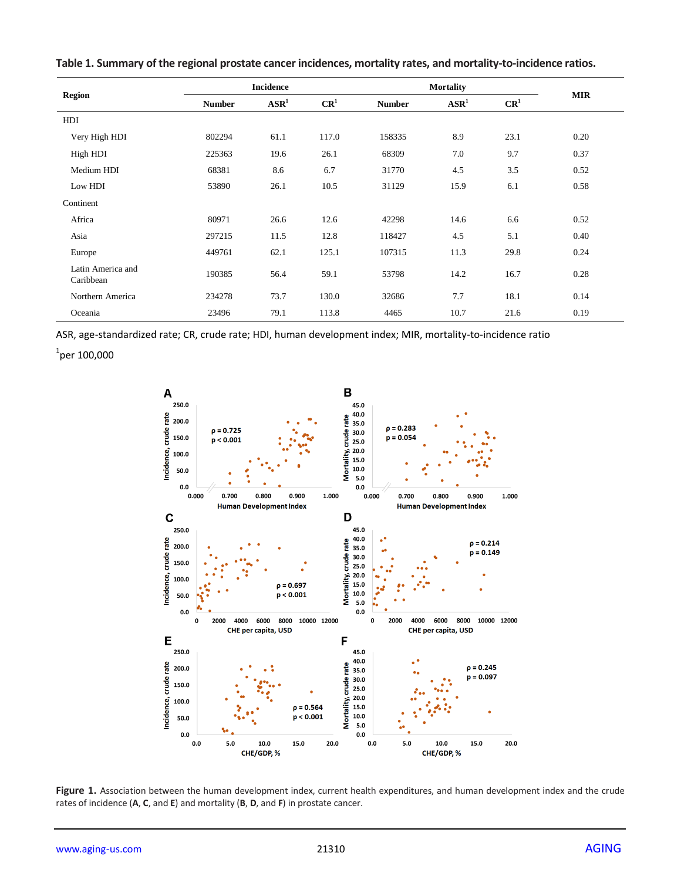**Table 1. Summary of the regional prostate cancer incidences, mortality rates, and mortality-to-incidence ratios.**

| Region | Incidence | | | Mortality | | | MIR |
|---|---|---|---|---|---|---|---|
| | Number | ASR[1] | CR[1] | Number | ASR[1] | CR[1] | |
| HDI | | | | | | | |
| Very High HDI | 802294 | 61.1 | 117.0 | 158335 | 8.9 | 23.1 | 0.20 |
| High HDI | 225363 | 19.6 | 26.1 | 68309 | 7.0 | 9.7 | 0.37 |
| Medium HDI | 68381 | 8.6 | 6.7 | 31770 | 4.5 | 3.5 | 0.52 |
| Low HDI | 53890 | 26.1 | 10.5 | 31129 | 15.9 | 6.1 | 0.58 |
| Continent | | | | | | | |
| Africa | 80971 | 26.6 | 12.6 | 42298 | 14.6 | 6.6 | 0.52 |
| Asia | 297215 | 11.5 | 12.8 | 118427 | 4.5 | 5.1 | 0.40 |
| Europe | 449761 | 62.1 | 125.1 | 107315 | 11.3 | 29.8 | 0.24 |
| Latin America and Caribbean | 190385 | 56.4 | 59.1 | 53798 | 14.2 | 16.7 | 0.28 |
| Northern America | 234278 | 73.7 | 130.0 | 32686 | 7.7 | 18.1 | 0.14 |
| Oceania | 23496 | 79.1 | 113.8 | 4465 | 10.7 | 21.6 | 0.19 |

ASR, age-standardized rate; CR, crude rate; HDI, human development index; MIR, mortality-to-incidence ratio

[1]per 100,000

**Figure 1.** Association between the human development index, current health expenditures, and human development index and the crude rates of incidence (**A**, **C**, and **E**) and mortality (**B**, **D**, and **F**) in prostate cancer.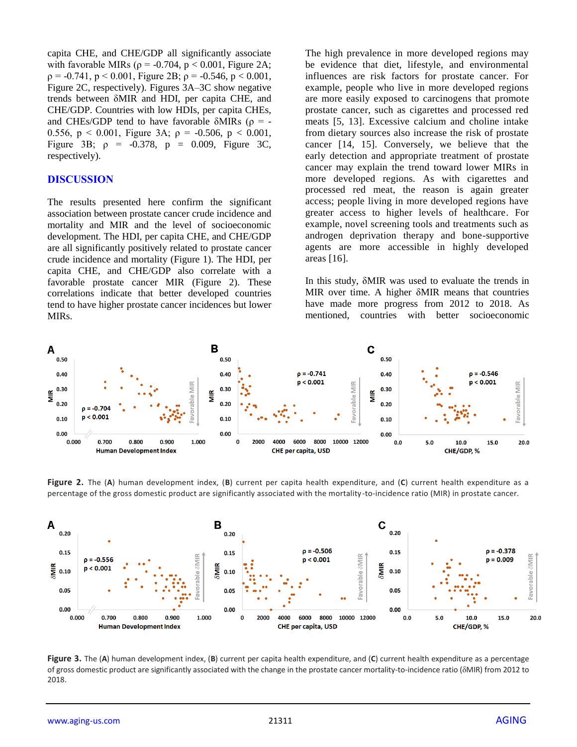capita CHE, and CHE/GDP all significantly associate with favorable MIRs (ρ = -0.704, $p < 0.001$, Figure 2A; ρ = -0.741, $p < 0.001$, Figure 2B; ρ = -0.546, $p < 0.001$, Figure 2C, respectively). Figures 3A–3C show negative trends between δMIR and HDI, per capita CHE, and CHE/GDP. Countries with low HDIs, per capita CHEs, and CHEs/GDP tend to have favorable δMIRs (ρ = -0.556, $p < 0.001$, Figure 3A; ρ = -0.506, $p < 0.001$, Figure 3B; ρ = -0.378, p = 0.009, Figure 3C, respectively).

## DISCUSSION

The results presented here confirm the significant association between prostate cancer crude incidence and mortality and MIR and the level of socioeconomic development. The HDI, per capita CHE, and CHE/GDP are all significantly positively related to prostate cancer crude incidence and mortality (Figure 1). The HDI, per capita CHE, and CHE/GDP also correlate with a favorable prostate cancer MIR (Figure 2). These correlations indicate that better developed countries tend to have higher prostate cancer incidences but lower MIRs.

The high prevalence in more developed regions may be evidence that diet, lifestyle, and environmental influences are risk factors for prostate cancer. For example, people who live in more developed regions are more easily exposed to carcinogens that promote prostate cancer, such as cigarettes and processed red meats [5, 13]. Excessive calcium and choline intake from dietary sources also increase the risk of prostate cancer [14, 15]. Conversely, we believe that the early detection and appropriate treatment of prostate cancer may explain the trend toward lower MIRs in more developed regions. As with cigarettes and processed red meat, the reason is again greater access; people living in more developed regions have greater access to higher levels of healthcare. For example, novel screening tools and treatments such as androgen deprivation therapy and bone-supportive agents are more accessible in highly developed areas [16].

In this study, δMIR was used to evaluate the trends in MIR over time. A higher δMIR means that countries have made more progress from 2012 to 2018. As mentioned, countries with better socioeconomic

**Figure 2.** The (**A**) human development index, (**B**) current per capita health expenditure, and (**C**) current health expenditure as a percentage of the gross domestic product are significantly associated with the mortality-to-incidence ratio (MIR) in prostate cancer.

**Figure 3.** The (**A**) human development index, (**B**) current per capita health expenditure, and (**C**) current health expenditure as a percentage of gross domestic product are significantly associated with the change in the prostate cancer mortality-to-incidence ratio (δMIR) from 2012 to 2018.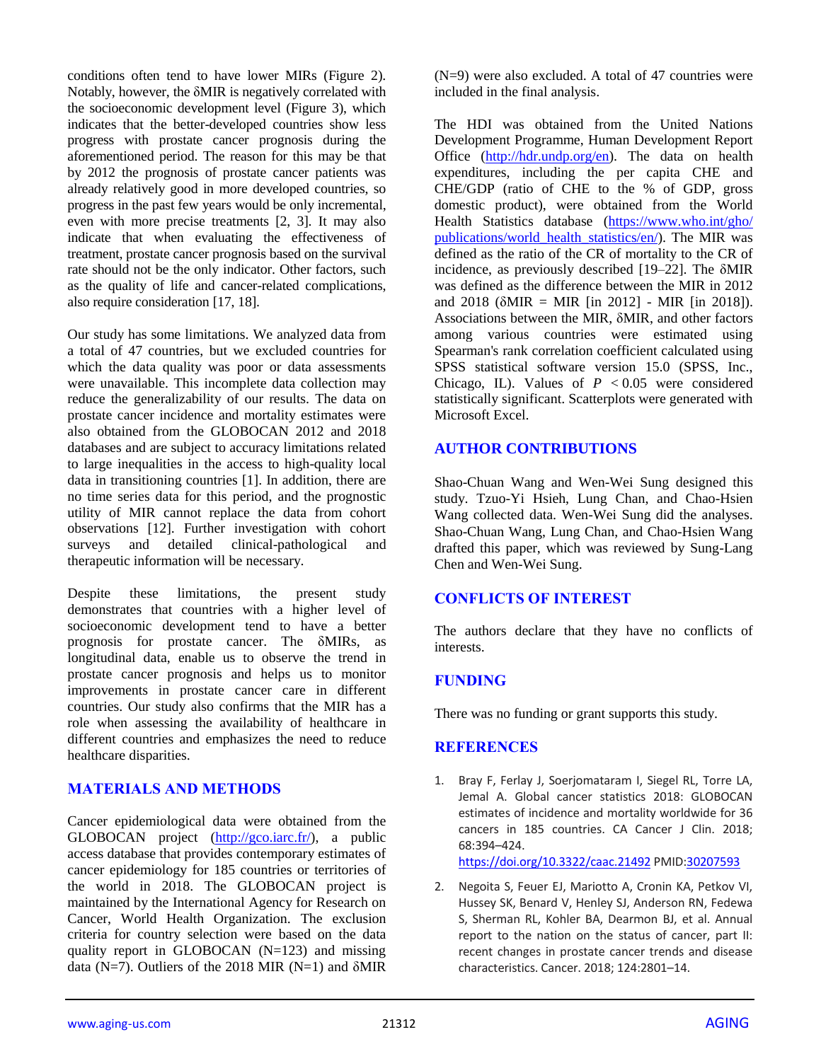conditions often tend to have lower MIRs (Figure 2). Notably, however, the δMIR is negatively correlated with the socioeconomic development level (Figure 3), which indicates that the better-developed countries show less progress with prostate cancer prognosis during the aforementioned period. The reason for this may be that by 2012 the prognosis of prostate cancer patients was already relatively good in more developed countries, so progress in the past few years would be only incremental, even with more precise treatments [2, 3]. It may also indicate that when evaluating the effectiveness of treatment, prostate cancer prognosis based on the survival rate should not be the only indicator. Other factors, such as the quality of life and cancer-related complications, also require consideration [17, 18].

Our study has some limitations. We analyzed data from a total of 47 countries, but we excluded countries for which the data quality was poor or data assessments were unavailable. This incomplete data collection may reduce the generalizability of our results. The data on prostate cancer incidence and mortality estimates were also obtained from the GLOBOCAN 2012 and 2018 databases and are subject to accuracy limitations related to large inequalities in the access to high-quality local data in transitioning countries [1]. In addition, there are no time series data for this period, and the prognostic utility of MIR cannot replace the data from cohort observations [12]. Further investigation with cohort surveys and detailed clinical-pathological and therapeutic information will be necessary.

Despite these limitations, the present study demonstrates that countries with a higher level of socioeconomic development tend to have a better prognosis for prostate cancer. The δMIRs, as longitudinal data, enable us to observe the trend in prostate cancer prognosis and helps us to monitor improvements in prostate cancer care in different countries. Our study also confirms that the MIR has a role when assessing the availability of healthcare in different countries and emphasizes the need to reduce healthcare disparities.

## MATERIALS AND METHODS

Cancer epidemiological data were obtained from the GLOBOCAN project (http://gco.iarc.fr/), a public access database that provides contemporary estimates of cancer epidemiology for 185 countries or territories of the world in 2018. The GLOBOCAN project is maintained by the International Agency for Research on Cancer, World Health Organization. The exclusion criteria for country selection were based on the data quality report in GLOBOCAN (N=123) and missing data (N=7). Outliers of the 2018 MIR (N=1) and δMIR (N=9) were also excluded. A total of 47 countries were included in the final analysis.

The HDI was obtained from the United Nations Development Programme, Human Development Report Office (http://hdr.undp.org/en). The data on health expenditures, including the per capita CHE and CHE/GDP (ratio of CHE to the % of GDP, gross domestic product), were obtained from the World Health Statistics database (https://www.who.int/gho/publications/world_health_statistics/en/). The MIR was defined as the ratio of the CR of mortality to the CR of incidence, as previously described [19–22]. The δMIR was defined as the difference between the MIR in 2012 and 2018 (δMIR = MIR [in 2012] - MIR [in 2018]). Associations between the MIR, δMIR, and other factors among various countries were estimated using Spearman's rank correlation coefficient calculated using SPSS statistical software version 15.0 (SPSS, Inc., Chicago, IL). Values of $P < 0.05$ were considered statistically significant. Scatterplots were generated with Microsoft Excel.

## AUTHOR CONTRIBUTIONS

Shao-Chuan Wang and Wen-Wei Sung designed this study. Tzuo-Yi Hsieh, Lung Chan, and Chao-Hsien Wang collected data. Wen-Wei Sung did the analyses. Shao-Chuan Wang, Lung Chan, and Chao-Hsien Wang drafted this paper, which was reviewed by Sung-Lang Chen and Wen-Wei Sung.

## CONFLICTS OF INTEREST

The authors declare that they have no conflicts of interests.

## FUNDING

There was no funding or grant supports this study.

## REFERENCES

1. Bray F, Ferlay J, Soerjomataram I, Siegel RL, Torre LA, Jemal A. Global cancer statistics 2018: GLOBOCAN estimates of incidence and mortality worldwide for 36 cancers in 185 countries. CA Cancer J Clin. 2018; 68:394–424. https://doi.org/10.3322/caac.21492 PMID:30207593
2. Negoita S, Feuer EJ, Mariotto A, Cronin KA, Petkov VI, Hussey SK, Benard V, Henley SJ, Anderson RN, Fedewa S, Sherman RL, Kohler BA, Dearmon BJ, et al. Annual report to the nation on the status of cancer, part II: recent changes in prostate cancer trends and disease characteristics. Cancer. 2018; 124:2801–14.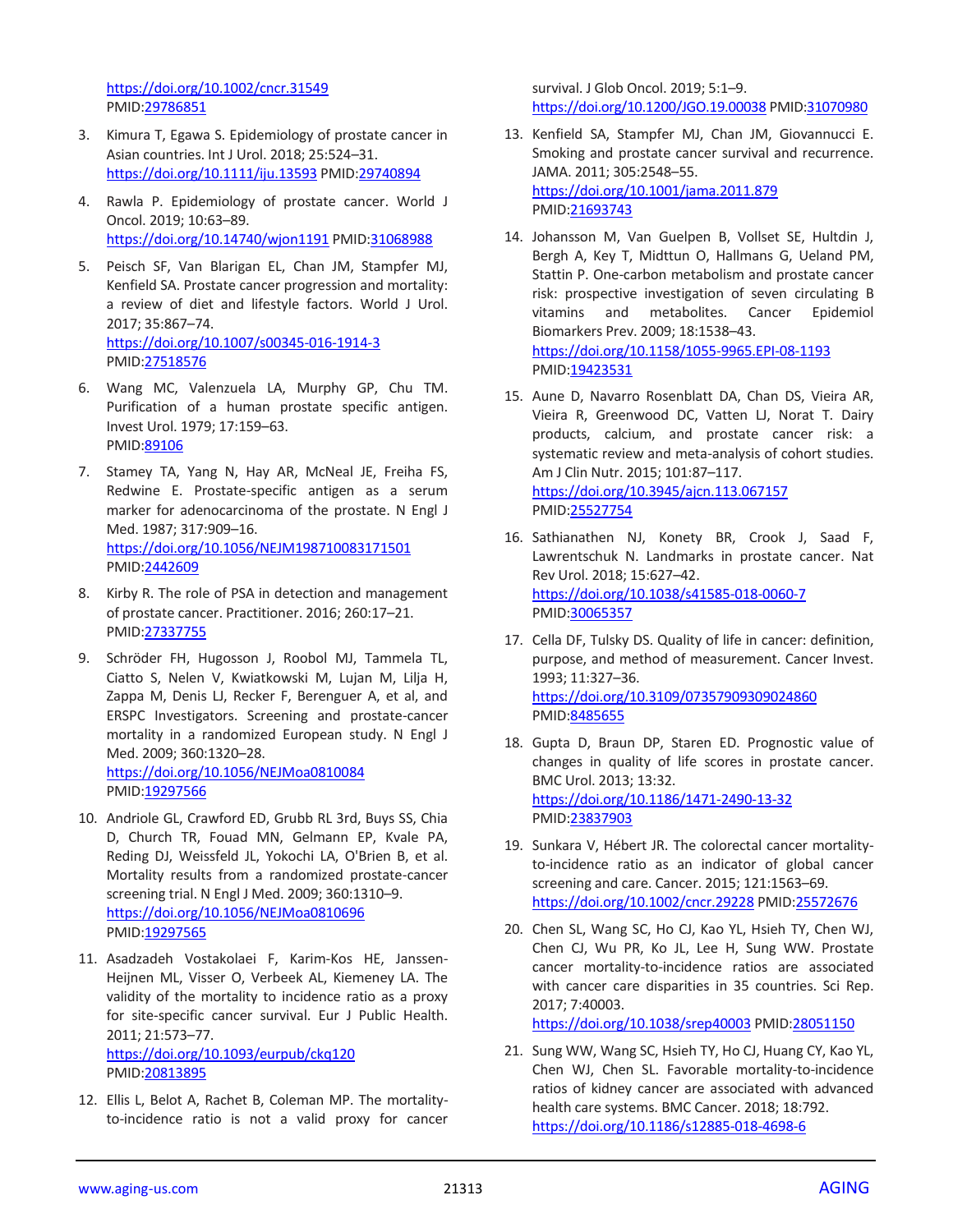https://doi.org/10.1002/cncr.31549 PMID:29786851

3. Kimura T, Egawa S. Epidemiology of prostate cancer in Asian countries. Int J Urol. 2018; 25:524–31. https://doi.org/10.1111/iju.13593 PMID:29740894

4. Rawla P. Epidemiology of prostate cancer. World J Oncol. 2019; 10:63–89. https://doi.org/10.14740/wjon1191 PMID:31068988

5. Peisch SF, Van Blarigan EL, Chan JM, Stampfer MJ, Kenfield SA. Prostate cancer progression and mortality: a review of diet and lifestyle factors. World J Urol. 2017; 35:867–74. https://doi.org/10.1007/s00345-016-1914-3 PMID:27518576

6. Wang MC, Valenzuela LA, Murphy GP, Chu TM. Purification of a human prostate specific antigen. Invest Urol. 1979; 17:159–63. PMID:89106

7. Stamey TA, Yang N, Hay AR, McNeal JE, Freiha FS, Redwine E. Prostate-specific antigen as a serum marker for adenocarcinoma of the prostate. N Engl J Med. 1987; 317:909–16. https://doi.org/10.1056/NEJM198710083171501 PMID:2442609

8. Kirby R. The role of PSA in detection and management of prostate cancer. Practitioner. 2016; 260:17–21. PMID:27337755

9. Schröder FH, Hugosson J, Roobol MJ, Tammela TL, Ciatto S, Nelen V, Kwiatkowski M, Lujan M, Lilja H, Zappa M, Denis LJ, Recker F, Berenguer A, et al, and ERSPC Investigators. Screening and prostate-cancer mortality in a randomized European study. N Engl J Med. 2009; 360:1320–28. https://doi.org/10.1056/NEJMoa0810084 PMID:19297566

10. Andriole GL, Crawford ED, Grubb RL 3rd, Buys SS, Chia D, Church TR, Fouad MN, Gelmann EP, Kvale PA, Reding DJ, Weissfeld JL, Yokochi LA, O'Brien B, et al. Mortality results from a randomized prostate-cancer screening trial. N Engl J Med. 2009; 360:1310–9. https://doi.org/10.1056/NEJMoa0810696 PMID:19297565

11. Asadzadeh Vostakolaei F, Karim-Kos HE, Janssen-Heijnen ML, Visser O, Verbeek AL, Kiemeney LA. The validity of the mortality to incidence ratio as a proxy for site-specific cancer survival. Eur J Public Health. 2011; 21:573–77. https://doi.org/10.1093/eurpub/ckq120 PMID:20813895

12. Ellis L, Belot A, Rachet B, Coleman MP. The mortality-to-incidence ratio is not a valid proxy for cancer survival. J Glob Oncol. 2019; 5:1–9. https://doi.org/10.1200/JGO.19.00038 PMID:31070980

13. Kenfield SA, Stampfer MJ, Chan JM, Giovannucci E. Smoking and prostate cancer survival and recurrence. JAMA. 2011; 305:2548–55. https://doi.org/10.1001/jama.2011.879 PMID:21693743

14. Johansson M, Van Guelpen B, Vollset SE, Hultdin J, Bergh A, Key T, Midttun O, Hallmans G, Ueland PM, Stattin P. One-carbon metabolism and prostate cancer risk: prospective investigation of seven circulating B vitamins and metabolites. Cancer Epidemiol Biomarkers Prev. 2009; 18:1538–43. https://doi.org/10.1158/1055-9965.EPI-08-1193 PMID:19423531

15. Aune D, Navarro Rosenblatt DA, Chan DS, Vieira AR, Vieira R, Greenwood DC, Vatten LJ, Norat T. Dairy products, calcium, and prostate cancer risk: a systematic review and meta-analysis of cohort studies. Am J Clin Nutr. 2015; 101:87–117. https://doi.org/10.3945/ajcn.113.067157 PMID:25527754

16. Sathianathen NJ, Konety BR, Crook J, Saad F, Lawrentschuk N. Landmarks in prostate cancer. Nat Rev Urol. 2018; 15:627–42. https://doi.org/10.1038/s41585-018-0060-7 PMID:30065357

17. Cella DF, Tulsky DS. Quality of life in cancer: definition, purpose, and method of measurement. Cancer Invest. 1993; 11:327–36. https://doi.org/10.3109/07357909309024860 PMID:8485655

18. Gupta D, Braun DP, Staren ED. Prognostic value of changes in quality of life scores in prostate cancer. BMC Urol. 2013; 13:32. https://doi.org/10.1186/1471-2490-13-32 PMID:23837903

19. Sunkara V, Hébert JR. The colorectal cancer mortality-to-incidence ratio as an indicator of global cancer screening and care. Cancer. 2015; 121:1563–69. https://doi.org/10.1002/cncr.29228 PMID:25572676

20. Chen SL, Wang SC, Ho CJ, Kao YL, Hsieh TY, Chen WJ, Chen CJ, Wu PR, Ko JL, Lee H, Sung WW. Prostate cancer mortality-to-incidence ratios are associated with cancer care disparities in 35 countries. Sci Rep. 2017; 7:40003. https://doi.org/10.1038/srep40003 PMID:28051150

21. Sung WW, Wang SC, Hsieh TY, Ho CJ, Huang CY, Kao YL, Chen WJ, Chen SL. Favorable mortality-to-incidence ratios of kidney cancer are associated with advanced health care systems. BMC Cancer. 2018; 18:792. https://doi.org/10.1186/s12885-018-4698-6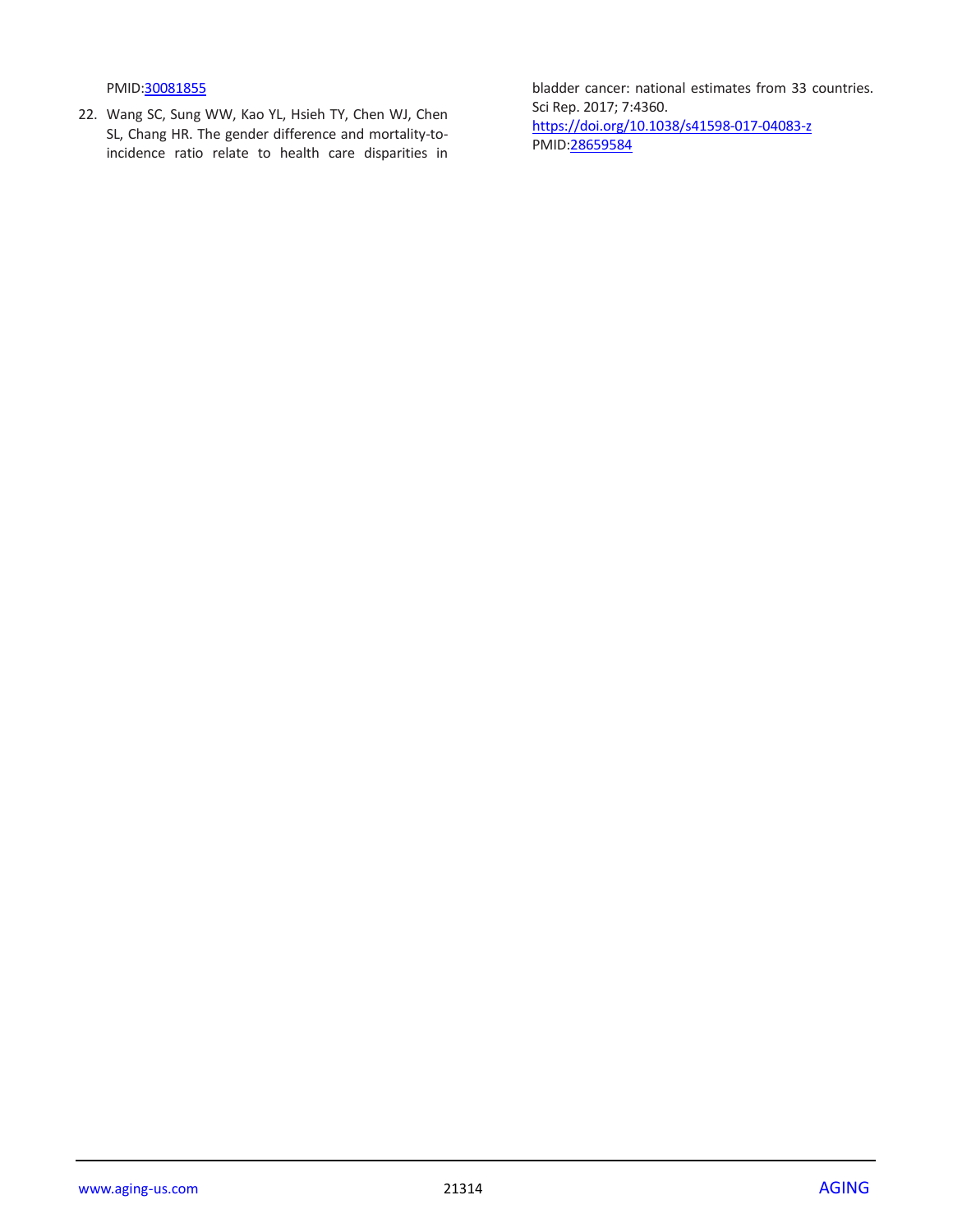PMID:30081855

22. Wang SC, Sung WW, Kao YL, Hsieh TY, Chen WJ, Chen SL, Chang HR. The gender difference and mortality-to-incidence ratio relate to health care disparities in bladder cancer: national estimates from 33 countries. Sci Rep. 2017; 7:4360. https://doi.org/10.1038/s41598-017-04083-z PMID:28659584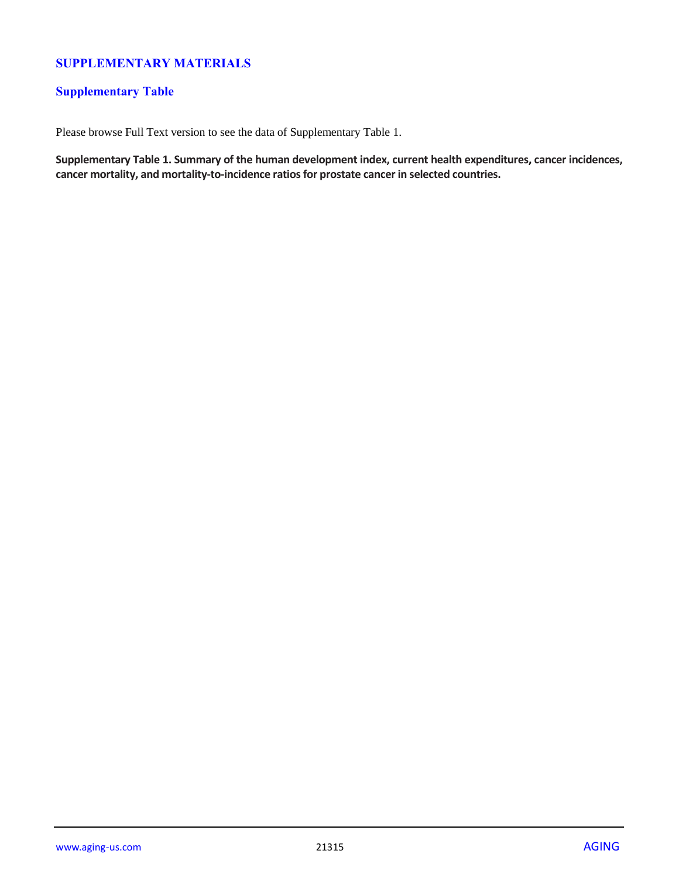# SUPPLEMENTARY MATERIALS

## Supplementary Table

Please browse Full Text version to see the data of Supplementary Table 1.

**Supplementary Table 1. Summary of the human development index, current health expenditures, cancer incidences, cancer mortality, and mortality-to-incidence ratios for prostate cancer in selected countries.**